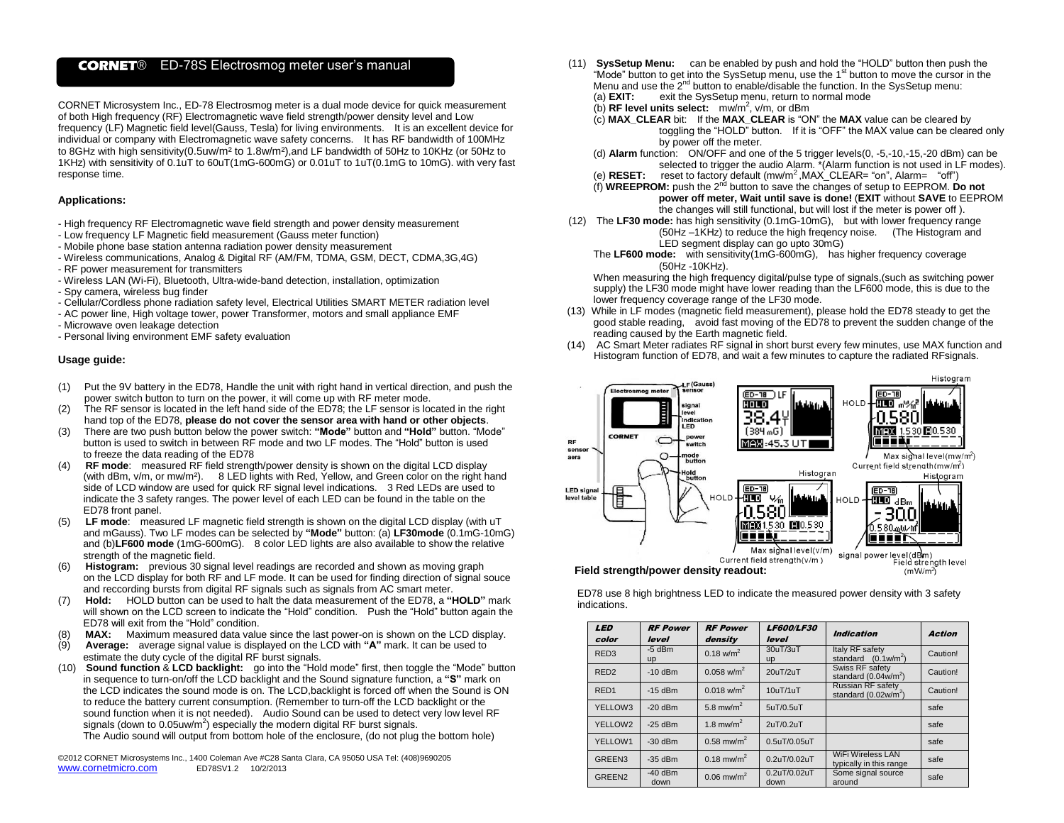# CORNET® ED-78S Electrosmog meter user's manual

CORNET Microsystem Inc., ED-78 Electrosmog meter is a dual mode device for quick measurement of both High frequency (RF) Electromagnetic wave field strength/power density level and Low frequency (LF) Magnetic field level(Gauss, Tesla) for living environments. It is an excellent device for individual or company with Electromagnetic wave safety concerns. It has RF bandwidth of 100MHz to 8GHz with high sensitivity(0.5uw/m² to 1.8w/m²),and LF bandwidth of 50Hz to 10KHz (or 50Hz to 1KHz) with sensitivity of 0.1uT to 60uT(1mG-600mG) or 0.01uT to 1uT(0.1mG to 10mG). with very fast response time.

## Applications:

- High frequency RF Electromagnetic wave field strength and power density measurement
- Low frequency LF Magnetic field measurement (Gauss meter function)
- Mobile phone base station antenna radiation power density measurement
- Wireless communications, Analog & Digital RF (AM/FM, TDMA, GSM, DECT, CDMA,3G,4G)
- RF power measurement for transmitters
- Wireless LAN (Wi-Fi), Bluetooth, Ultra-wide-band detection, installation, optimization
- Spy camera, wireless bug finder
- Cellular/Cordless phone radiation safety level, Electrical Utilities SMART METER radiation level
- AC power line, High voltage tower, power Transformer, motors and small appliance EMF
- Microwave oven leakage detection
- Personal living environment EMF safety evaluation

## Usage guide:

(1) Put the 9V battery in the ED78, Handle the unit with right hand in vertical direction, and push the power switch button to turn on the power, it will come up with RF meter mode.

(2) The RF sensor is located in the left hand side of the ED78; the LF sensor is located in the right hand top of the ED78, **please do not cover the sensor area with hand or other objects**.

(3) There are two push button below the power switch: **"Mode"** button and **"Hold"** button. "Mode" button is used to switch in between RF mode and two LF modes. The "Hold" button is used to freeze the data reading of the ED78

(4) **RF mode**: measured RF field strength/power density is shown on the digital LCD display (with dBm, v/m, or mw/m²). 8 LED lights with Red, Yellow, and Green color on the right hand side of LCD window are used for quick RF signal level indications. 3 Red LEDs are used to indicate the 3 safety ranges. The power level of each LED can be found in the table on the ED78 front panel.

(5) **LF mode**: measured LF magnetic field strength is shown on the digital LCD display (with uT and mGauss). Two LF modes can be selected by **"Mode"** button: (a) **LF30mode** (0.1mG-10mG) and (b)**LF600 mode** (1mG-600mG). 8 color LED lights are also available to show the relative strength of the magnetic field.

(6) **Histogram:** previous 30 signal level readings are recorded and shown as moving graph on the LCD display for both RF and LF mode. It can be used for finding direction of signal souce and reccording bursts from digital RF signals such as signals from AC smart meter.

(7) **Hold:** HOLD button can be used to halt the data measurement of the ED78, a **"HOLD"** mark will shown on the LCD screen to indicate the "Hold" condition. Push the "Hold" button again the ED78 will exit from the "Hold" condition.

(8) **MAX:** Maximum measured data value since the last power-on is shown on the LCD display.

(9) **Average:** average signal value is displayed on the LCD with **"A"** mark. It can be used to estimate the duty cycle of the digital RF burst signals.

(10) **Sound function** & **LCD backlight:** go into the "Hold mode" first, then toggle the "Mode" button in sequence to turn-on/off the LCD backlight and the Sound signature function, a **"S"** mark on the LCD indicates the sound mode is on. The LCD,backlight is forced off when the Sound is ON to reduce the battery current consumption. (Remember to turn-off the LCD backlight or the sound function when it is not needed). Audio Sound can be used to detect very low level RF signals (down to 0.05uw/m²) especially the modern digital RF burst signals. The Audio sound will output from bottom hole of the enclosure, (do not plug the bottom hole)

(11) **SysSetup Menu:** can be enabled by push and hold the "HOLD" button then push the "Mode" button to get into the SysSetup menu, use the 1st button to move the cursor in the Menu and use the 2nd button to enable/disable the function. In the SysSetup menu:
(a) **EXIT:** exit the SysSetup menu, return to normal mode
(b) **RF level units select:** mw/m², v/m, or dBm
(c) **MAX_CLEAR** bit: If the **MAX_CLEAR** is "ON" the **MAX** value can be cleared by toggling the "HOLD" button. If it is "OFF" the MAX value can be cleared only by power off the meter.
(d) **Alarm** function: ON/OFF and one of the 5 trigger levels(0, -5,-10,-15,-20 dBm) can be selected to trigger the audio Alarm. *(Alarm function is not used in LF modes).
(e) **RESET:** reset to factory default (mw/m²,MAX_CLEAR= "on", Alarm= "off")
(f) **WREEPROM:** push the 2nd button to save the changes of setup to EEPROM. **Do not power off meter, Wait until save is done!** (**EXIT** without **SAVE** to EEPROM the changes will still functional, but will lost if the meter is power off ).

(12) The **LF30 mode:** has high sensitivity (0.1mG-10mG), but with lower frequency range (50Hz –1KHz) to reduce the high freqency noise. (The Histogram and LED segment display can go upto 30mG)
The **LF600 mode:** with sensitivity(1mG-600mG), has higher frequency coverage (50Hz -10KHz).
When measuring the high frequency digital/pulse type of signals,(such as switching power supply) the LF30 mode might have lower reading than the LF600 mode, this is due to the lower frequency coverage range of the LF30 mode.

(13) While in LF modes (magnetic field measurement), please hold the ED78 steady to get the good stable reading, avoid fast moving of the ED78 to prevent the sudden change of the reading caused by the Earth magnetic field.

(14) AC Smart Meter radiates RF signal in short burst every few minutes, use MAX function and Histogram function of ED78, and wait a few minutes to capture the radiated RFsignals.

**Field strength/power density readout:**

ED78 use 8 high brightness LED to indicate the measured power density with 3 safety indications.

| LED color | RF Power level | RF Power density | LF600/LF30 level | Indication | Action |
|---|---|---|---|---|---|
| RED3 | -5 dBm up | 0.18 w/m² | 30uT/3uT up | Italy RF safety standard (0.1w/m²) | Caution! |
| RED2 | -10 dBm | 0.058 w/m² | 20uT/2uT | Swiss RF safety standard (0.04w/m²) | Caution! |
| RED1 | -15 dBm | 0.018 w/m² | 10uT/1uT | Russian RF safety standard (0.02w/m²) | Caution! |
| YELLOW3 | -20 dBm | 5.8 mw/m² | 5uT/0.5uT | | safe |
| YELLOW2 | -25 dBm | 1.8 mw/m² | 2uT/0.2uT | | safe |
| YELLOW1 | -30 dBm | 0.58 mw/m² | 0.5uT/0.05uT | | safe |
| GREEN3 | -35 dBm | 0.18 mw/m² | 0.2uT/0.02uT | WiFi Wireless LAN typically in this range | safe |
| GREEN2 | -40 dBm down | 0.06 mw/m² | 0.2uT/0.02uT down | Some signal source around | safe |

©2012 CORNET Microsystems Inc., 1400 Coleman Ave #C28 Santa Clara, CA 95050 USA Tel: (408)9690205
www.cornetmicro.com ED78SV1.2 10/2/2013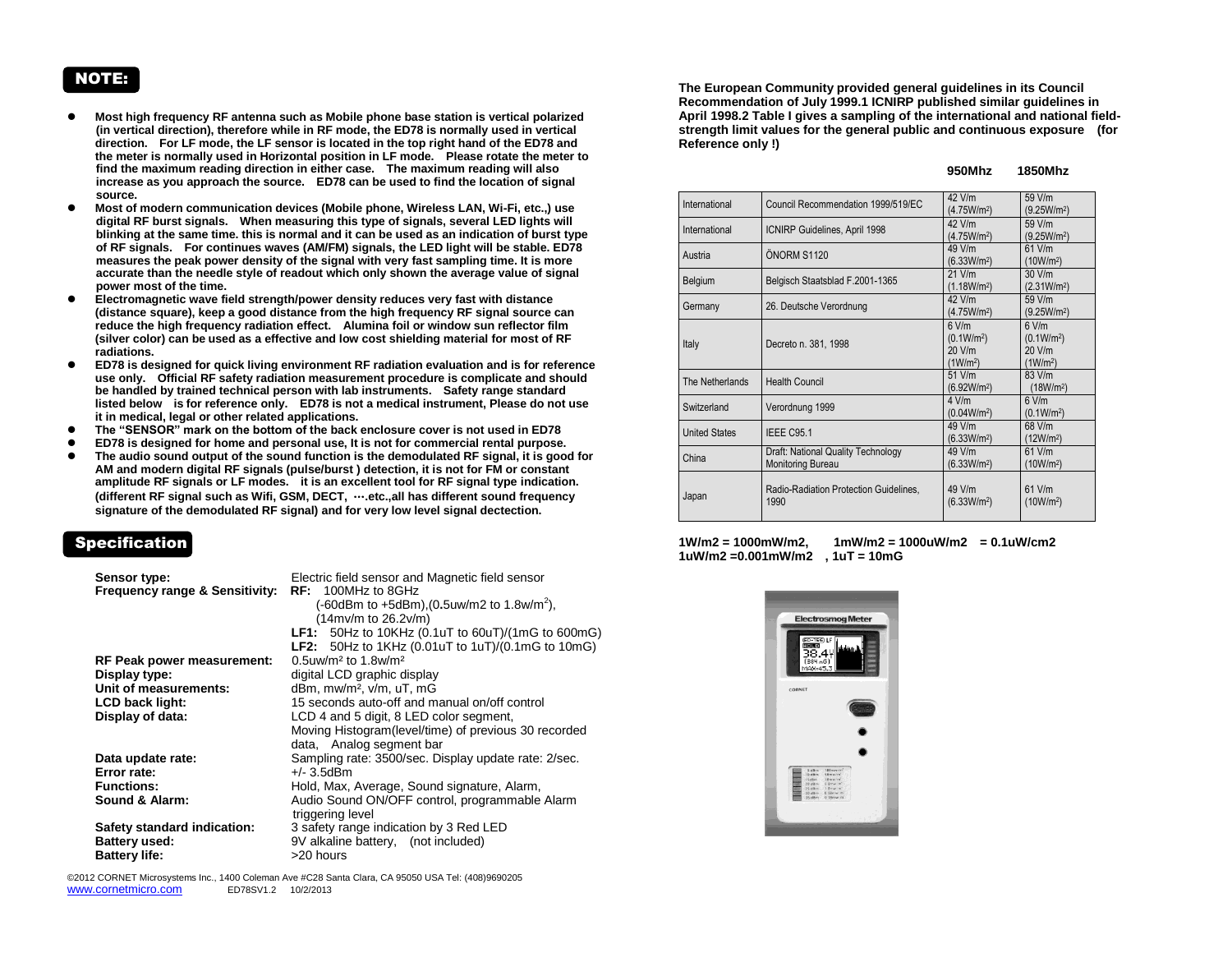## NOTE:

- **Most high frequency RF antenna such as Mobile phone base station is vertical polarized (in vertical direction), therefore while in RF mode, the ED78 is normally used in vertical direction. For LF mode, the LF sensor is located in the top right hand of the ED78 and the meter is normally used in Horizontal position in LF mode. Please rotate the meter to find the maximum reading direction in either case. The maximum reading will also increase as you approach the source. ED78 can be used to find the location of signal source.**
- **Most of modern communication devices (Mobile phone, Wireless LAN, Wi-Fi, etc.,) use digital RF burst signals. When measuring this type of signals, several LED lights will blinking at the same time. this is normal and it can be used as an indication of burst type of RF signals. For continues waves (AM/FM) signals, the LED light will be stable. ED78 measures the peak power density of the signal with very fast sampling time. It is more accurate than the needle style of readout which only shown the average value of signal power most of the time.**
- **Electromagnetic wave field strength/power density reduces very fast with distance (distance square), keep a good distance from the high frequency RF signal source can reduce the high frequency radiation effect. Alumina foil or window sun reflector film (silver color) can be used as a effective and low cost shielding material for most of RF radiations.**
- **ED78 is designed for quick living environment RF radiation evaluation and is for reference use only. Official RF safety radiation measurement procedure is complicate and should be handled by trained technical person with lab instruments. Safety range standard listed below is for reference only. ED78 is not a medical instrument, Please do not use it in medical, legal or other related applications.**
- **The "SENSOR" mark on the bottom of the back enclosure cover is not used in ED78**
- **ED78 is designed for home and personal use, It is not for commercial rental purpose.**
- **The audio sound output of the sound function is the demodulated RF signal, it is good for AM and modern digital RF signals (pulse/burst ) detection, it is not for FM or constant amplitude RF signals or LF modes. it is an excellent tool for RF signal type indication. (different RF signal such as Wifi, GSM, DECT, …etc.,all has different sound frequency signature of the demodulated RF signal) and for very low level signal dectection.**

## Specification

| | |
|---|---|
| **Sensor type:** | Electric field sensor and Magnetic field sensor |
| **Frequency range & Sensitivity:** | **RF:** 100MHz to 8GHz (-60dBm to +5dBm),(0.5uw/m2 to 1.8w/m$^2$), (14mv/m to 26.2v/m) |
| | **LF1:** 50Hz to 10KHz (0.1uT to 60uT)/(1mG to 600mG) |
| | **LF2:** 50Hz to 1KHz (0.01uT to 1uT)/(0.1mG to 10mG) |
| **RF Peak power measurement:** | 0.5uw/m² to 1.8w/m² |
| **Display type:** | digital LCD graphic display |
| **Unit of measurements:** | dBm, mw/m², v/m, uT, mG |
| **LCD back light:** | 15 seconds auto-off and manual on/off control |
| **Display of data:** | LCD 4 and 5 digit, 8 LED color segment, Moving Histogram(level/time) of previous 30 recorded data, Analog segment bar |
| **Data update rate:** | Sampling rate: 3500/sec. Display update rate: 2/sec. |
| **Error rate:** | +/- 3.5dBm |
| **Functions:** | Hold, Max, Average, Sound signature, Alarm, |
| **Sound & Alarm:** | Audio Sound ON/OFF control, programmable Alarm triggering level |
| **Safety standard indication:** | 3 safety range indication by 3 Red LED |
| **Battery used:** | 9V alkaline battery, (not included) |
| **Battery life:** | >20 hours |

©2012 CORNET Microsystems Inc., 1400 Coleman Ave #C28 Santa Clara, CA 95050 USA Tel: (408)9690205
www.cornetmicro.com ED78SV1.2 10/2/2013

**The European Community provided general guidelines in its Council Recommendation of July 1999.1 ICNIRP published similar guidelines in April 1998.2 Table I gives a sampling of the international and national field-strength limit values for the general public and continuous exposure (for Reference only !)**

| | | 950Mhz | 1850Mhz |
|---|---|---|---|
| International | Council Recommendation 1999/519/EC | 42 V/m (4.75W/m²) | 59 V/m (9.25W/m²) |
| International | ICNIRP Guidelines, April 1998 | 42 V/m (4.75W/m²) | 59 V/m (9.25W/m²) |
| Austria | ÖNORM S1120 | 49 V/m (6.33W/m²) | 61 V/m (10W/m²) |
| Belgium | Belgisch Staatsblad F.2001-1365 | 21 V/m (1.18W/m²) | 30 V/m (2.31W/m²) |
| Germany | 26. Deutsche Verordnung | 42 V/m (4.75W/m²) | 59 V/m (9.25W/m²) |
| Italy | Decreto n. 381, 1998 | 6 V/m (0.1W/m²) 20 V/m (1W/m²) | 6 V/m (0.1W/m²) 20 V/m (1W/m²) |
| The Netherlands | Health Council | 51 V/m (6.92W/m²) | 83 V/m (18W/m²) |
| Switzerland | Verordnung 1999 | 4 V/m (0.04W/m²) | 6 V/m (0.1W/m²) |
| United States | IEEE C95.1 | 49 V/m (6.33W/m²) | 68 V/m (12W/m²) |
| China | Draft: National Quality Technology Monitoring Bureau | 49 V/m (6.33W/m²) | 61 V/m (10W/m²) |
| Japan | Radio-Radiation Protection Guidelines, 1990 | 49 V/m (6.33W/m²) | 61 V/m (10W/m²) |

**1W/m2 = 1000mW/m2, 1mW/m2 = 1000uW/m2 = 0.1uW/cm2**
**1uW/m2 =0.001mW/m2 , 1uT = 10mG**